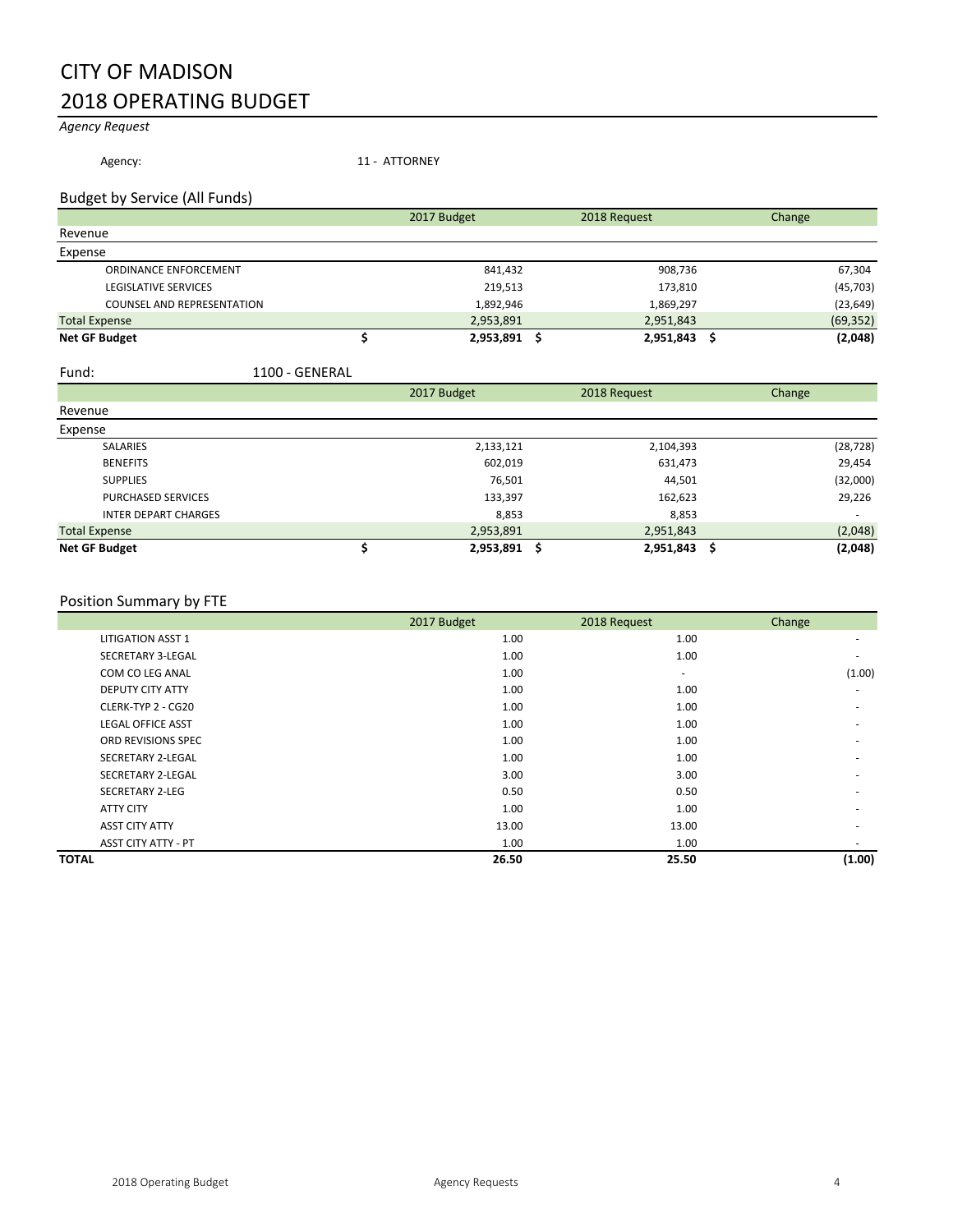# CITY OF MADISON

# 2018 OPERATING BUDGET

*Agency Request*

Agency: 11 - ATTORNEY

## Budget by Service (All Funds)

| | 2017 Budget | 2018 Request | Change |
|---|---|---|---|
| Revenue | | | |
| Expense | | | |
| ORDINANCE ENFORCEMENT | 841,432 | 908,736 | 67,304 |
| LEGISLATIVE SERVICES | 219,513 | 173,810 | (45,703) |
| COUNSEL AND REPRESENTATION | 1,892,946 | 1,869,297 | (23,649) |
| Total Expense | 2,953,891 | 2,951,843 | (69,352) |
| **Net GF Budget** | **$ 2,953,891** | **$ 2,951,843** | **$ (2,048)** |

Fund: 1100 - GENERAL

| | 2017 Budget | 2018 Request | Change |
|---|---|---|---|
| Revenue | | | |
| Expense | | | |
| SALARIES | 2,133,121 | 2,104,393 | (28,728) |
| BENEFITS | 602,019 | 631,473 | 29,454 |
| SUPPLIES | 76,501 | 44,501 | (32,000) |
| PURCHASED SERVICES | 133,397 | 162,623 | 29,226 |
| INTER DEPART CHARGES | 8,853 | 8,853 | - |
| Total Expense | 2,953,891 | 2,951,843 | (2,048) |
| **Net GF Budget** | **$ 2,953,891** | **$ 2,951,843** | **$ (2,048)** |

## Position Summary by FTE

| | 2017 Budget | 2018 Request | Change |
|---|---|---|---|
| LITIGATION ASST 1 | 1.00 | 1.00 | - |
| SECRETARY 3-LEGAL | 1.00 | 1.00 | - |
| COM CO LEG ANAL | 1.00 | - | (1.00) |
| DEPUTY CITY ATTY | 1.00 | 1.00 | - |
| CLERK-TYP 2 - CG20 | 1.00 | 1.00 | - |
| LEGAL OFFICE ASST | 1.00 | 1.00 | - |
| ORD REVISIONS SPEC | 1.00 | 1.00 | - |
| SECRETARY 2-LEGAL | 1.00 | 1.00 | - |
| SECRETARY 2-LEGAL | 3.00 | 3.00 | - |
| SECRETARY 2-LEG | 0.50 | 0.50 | - |
| ATTY CITY | 1.00 | 1.00 | - |
| ASST CITY ATTY | 13.00 | 13.00 | - |
| ASST CITY ATTY - PT | 1.00 | 1.00 | - |
| **TOTAL** | **26.50** | **25.50** | **(1.00)** |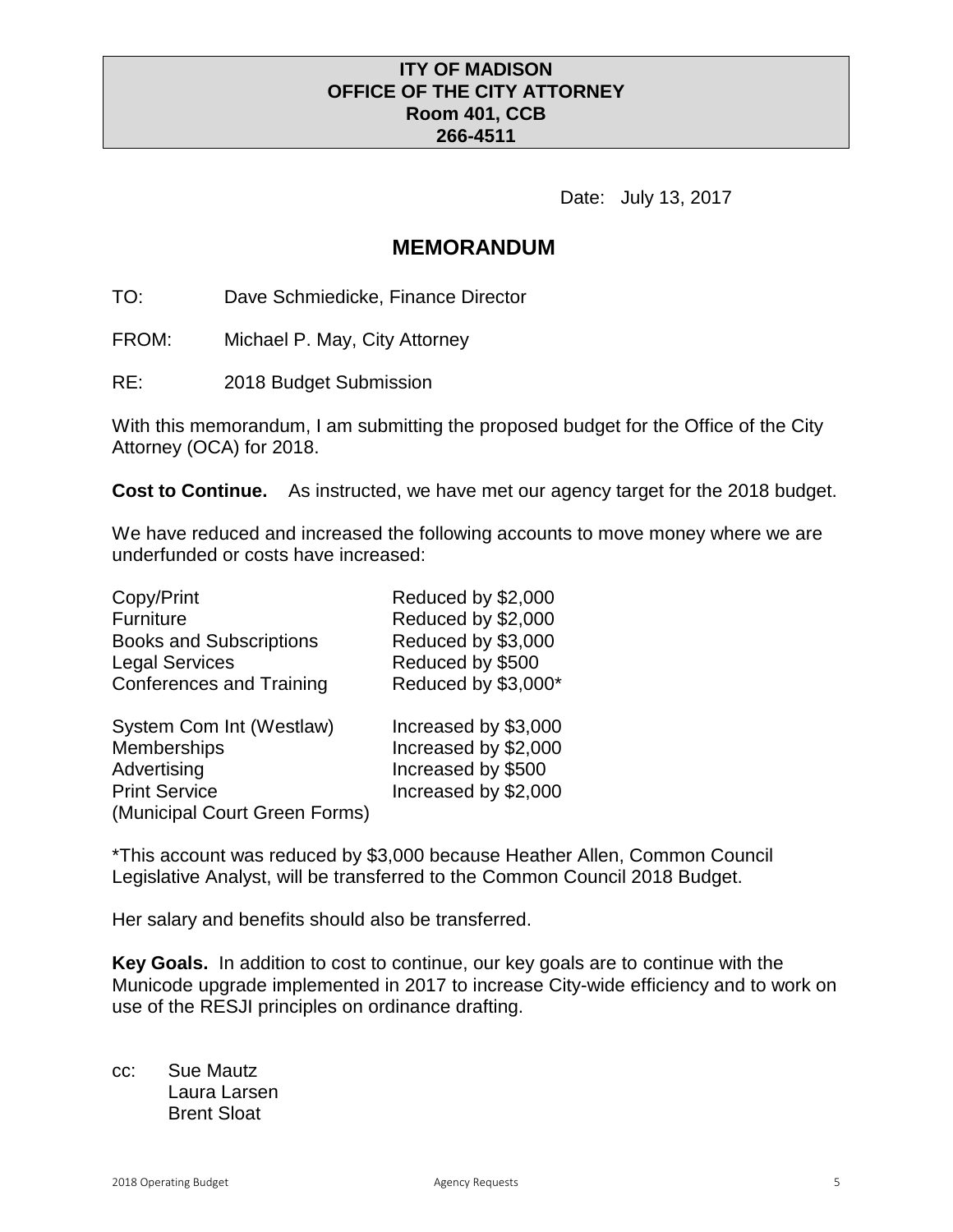**ITY OF MADISON**
**OFFICE OF THE CITY ATTORNEY**
**Room 401, CCB**
**266-4511**

Date: July 13, 2017

# MEMORANDUM

TO: Dave Schmiedicke, Finance Director

FROM: Michael P. May, City Attorney

RE: 2018 Budget Submission

With this memorandum, I am submitting the proposed budget for the Office of the City Attorney (OCA) for 2018.

**Cost to Continue.** As instructed, we have met our agency target for the 2018 budget.

We have reduced and increased the following accounts to move money where we are underfunded or costs have increased:

| | |
|---|---|
| Copy/Print | Reduced by $2,000 |
| Furniture | Reduced by $2,000 |
| Books and Subscriptions | Reduced by $3,000 |
| Legal Services | Reduced by $500 |
| Conferences and Training | Reduced by $3,000* |
| System Com Int (Westlaw) | Increased by $3,000 |
| Memberships | Increased by $2,000 |
| Advertising | Increased by $500 |
| Print Service (Municipal Court Green Forms) | Increased by $2,000 |

*This account was reduced by $3,000 because Heather Allen, Common Council Legislative Analyst, will be transferred to the Common Council 2018 Budget.

Her salary and benefits should also be transferred.

**Key Goals.** In addition to cost to continue, our key goals are to continue with the Municode upgrade implemented in 2017 to increase City-wide efficiency and to work on use of the RESJI principles on ordinance drafting.

cc: Sue Mautz
Laura Larsen
Brent Sloat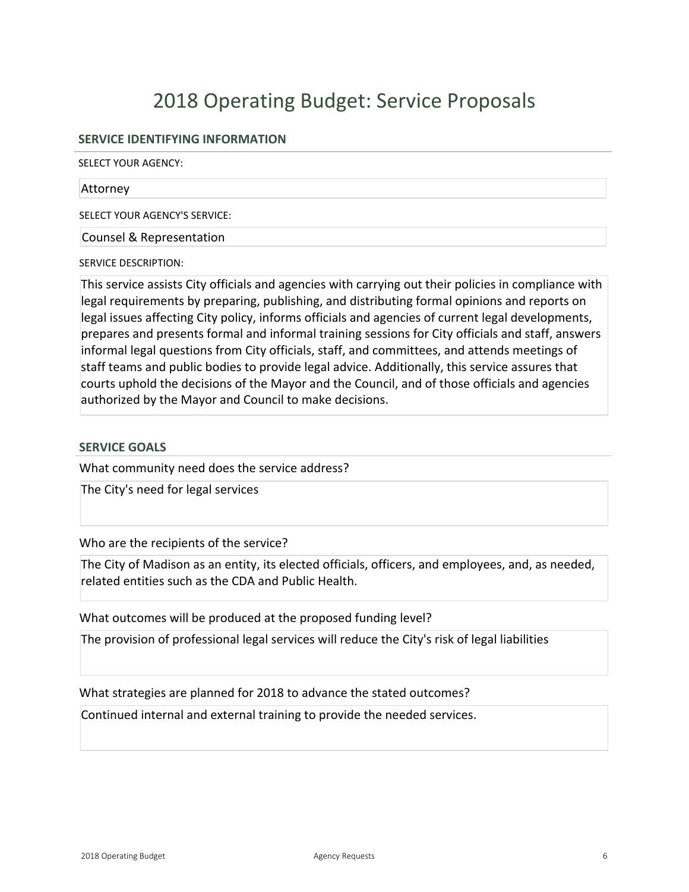# 2018 Operating Budget: Service Proposals

## SERVICE IDENTIFYING INFORMATION

SELECT YOUR AGENCY:

Attorney

SELECT YOUR AGENCY'S SERVICE:

Counsel & Representation

SERVICE DESCRIPTION:

This service assists City officials and agencies with carrying out their policies in compliance with legal requirements by preparing, publishing, and distributing formal opinions and reports on legal issues affecting City policy, informs officials and agencies of current legal developments, prepares and presents formal and informal training sessions for City officials and staff, answers informal legal questions from City officials, staff, and committees, and attends meetings of staff teams and public bodies to provide legal advice. Additionally, this service assures that courts uphold the decisions of the Mayor and the Council, and of those officials and agencies authorized by the Mayor and Council to make decisions.

## SERVICE GOALS

What community need does the service address?

The City's need for legal services

Who are the recipients of the service?

The City of Madison as an entity, its elected officials, officers, and employees, and, as needed, related entities such as the CDA and Public Health.

What outcomes will be produced at the proposed funding level?

The provision of professional legal services will reduce the City's risk of legal liabilities

What strategies are planned for 2018 to advance the stated outcomes?

Continued internal and external training to provide the needed services.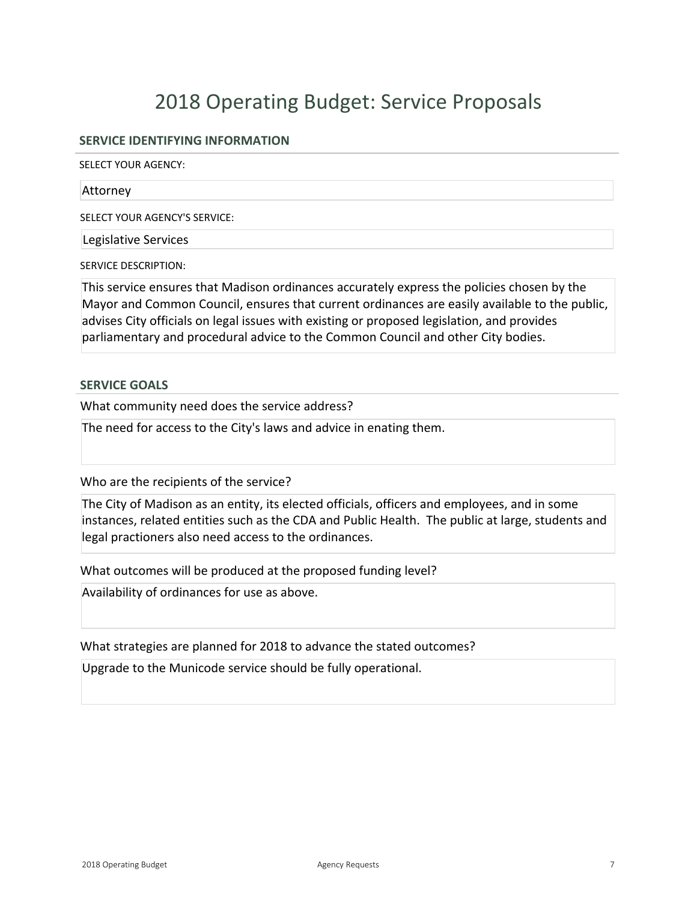# 2018 Operating Budget: Service Proposals

## SERVICE IDENTIFYING INFORMATION

SELECT YOUR AGENCY:

Attorney

SELECT YOUR AGENCY'S SERVICE:

Legislative Services

SERVICE DESCRIPTION:

This service ensures that Madison ordinances accurately express the policies chosen by the Mayor and Common Council, ensures that current ordinances are easily available to the public, advises City officials on legal issues with existing or proposed legislation, and provides parliamentary and procedural advice to the Common Council and other City bodies.

## SERVICE GOALS

What community need does the service address?

The need for access to the City's laws and advice in enating them.

Who are the recipients of the service?

The City of Madison as an entity, its elected officials, officers and employees, and in some instances, related entities such as the CDA and Public Health. The public at large, students and legal practioners also need access to the ordinances.

What outcomes will be produced at the proposed funding level?

Availability of ordinances for use as above.

What strategies are planned for 2018 to advance the stated outcomes?

Upgrade to the Municode service should be fully operational.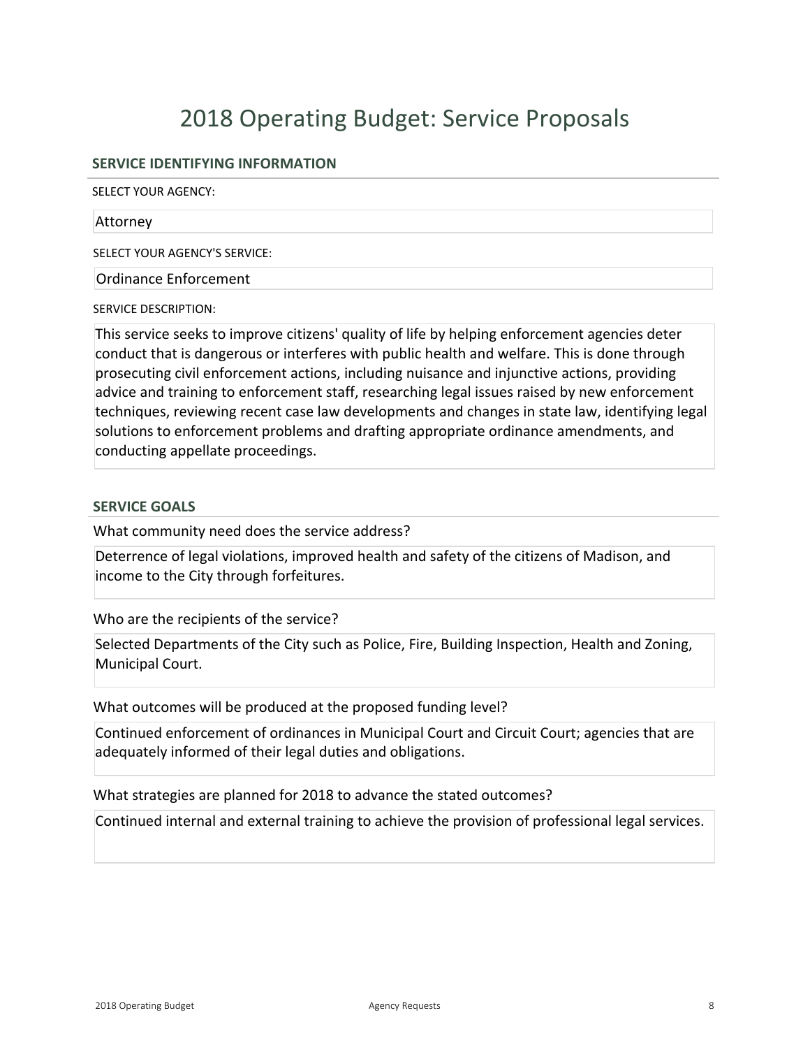# 2018 Operating Budget: Service Proposals

## SERVICE IDENTIFYING INFORMATION

SELECT YOUR AGENCY:

Attorney

SELECT YOUR AGENCY'S SERVICE:

Ordinance Enforcement

SERVICE DESCRIPTION:

This service seeks to improve citizens' quality of life by helping enforcement agencies deter conduct that is dangerous or interferes with public health and welfare. This is done through prosecuting civil enforcement actions, including nuisance and injunctive actions, providing advice and training to enforcement staff, researching legal issues raised by new enforcement techniques, reviewing recent case law developments and changes in state law, identifying legal solutions to enforcement problems and drafting appropriate ordinance amendments, and conducting appellate proceedings.

## SERVICE GOALS

What community need does the service address?

Deterrence of legal violations, improved health and safety of the citizens of Madison, and income to the City through forfeitures.

Who are the recipients of the service?

Selected Departments of the City such as Police, Fire, Building Inspection, Health and Zoning, Municipal Court.

What outcomes will be produced at the proposed funding level?

Continued enforcement of ordinances in Municipal Court and Circuit Court; agencies that are adequately informed of their legal duties and obligations.

What strategies are planned for 2018 to advance the stated outcomes?

Continued internal and external training to achieve the provision of professional legal services.